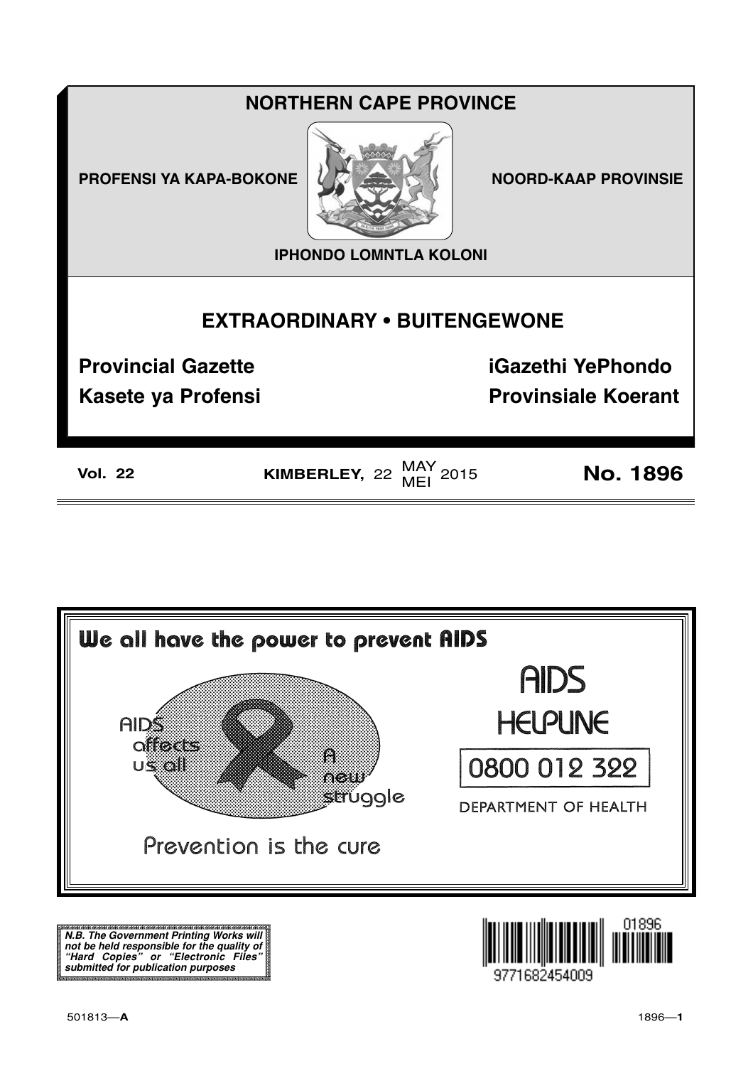# NORTHERN CAPE PROVINCE

**PROFENSI YA KAPA-BOKONE** | **NOORD-KAAP PROVINSIE**

**IPHONDO LOMNTLA KOLONI**

## EXTRAORDINARY • BUITENGEWONE

**Provincial Gazette** | **iGazethi YePhondo**

**Kasete ya Profensi** | **Provinsiale Koerant**

**Vol. 22** | **KIMBERLEY,** 22 MAY/MEI 2015 | **No. 1896**

---

**We all have the power to prevent AIDS**

AIDS affects us all

A new struggle

Prevention is the cure

AIDS HELPLINE

0800 012 322

DEPARTMENT OF HEALTH

---

***N.B. The Government Printing Works will not be held responsible for the quality of "Hard Copies" or "Electronic Files" submitted for publication purposes***

01896

9771682454009

501813—**A**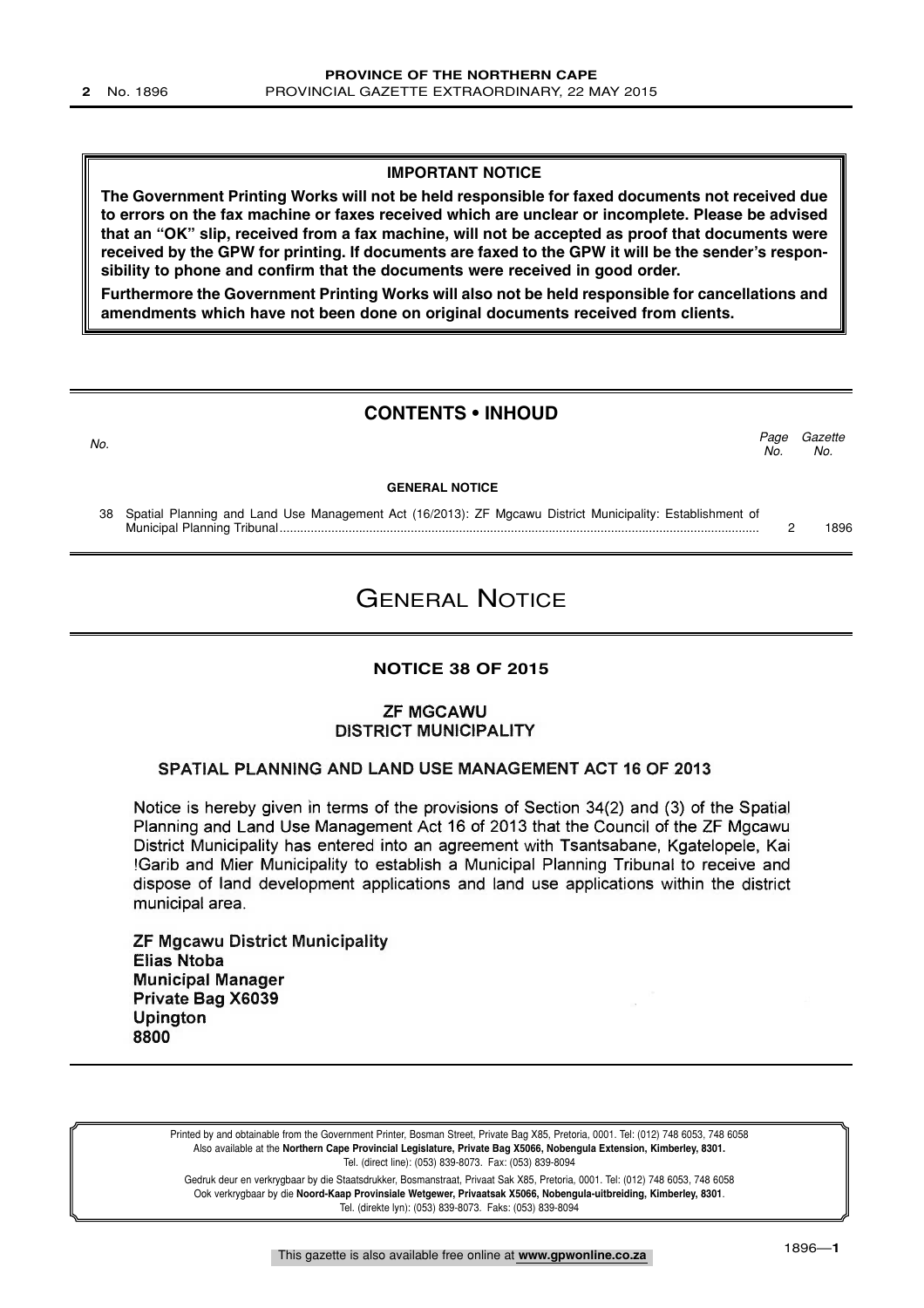**IMPORTANT NOTICE**

**The Government Printing Works will not be held responsible for faxed documents not received due to errors on the fax machine or faxes received which are unclear or incomplete. Please be advised that an "OK" slip, received from a fax machine, will not be accepted as proof that documents were received by the GPW for printing. If documents are faxed to the GPW it will be the sender's responsibility to phone and confirm that the documents were received in good order.**

**Furthermore the Government Printing Works will also not be held responsible for cancellations and amendments which have not been done on original documents received from clients.**

## CONTENTS • INHOUD

| *No.* | | *Page No.* | *Gazette No.* |
|---|---|---|---|
| | **GENERAL NOTICE** | | |
| 38 | Spatial Planning and Land Use Management Act (16/2013): ZF Mgcawu District Municipality: Establishment of Municipal Planning Tribunal | 2 | 1896 |

# General Notice

### NOTICE 38 OF 2015

**ZF MGCAWU DISTRICT MUNICIPALITY**

**SPATIAL PLANNING AND LAND USE MANAGEMENT ACT 16 OF 2013**

Notice is hereby given in terms of the provisions of Section 34(2) and (3) of the Spatial Planning and Land Use Management Act 16 of 2013 that the Council of the ZF Mgcawu District Municipality has entered into an agreement with Tsantsabane, Kgatelopele, Kai !Garib and Mier Municipality to establish a Municipal Planning Tribunal to receive and dispose of land development applications and land use applications within the district municipal area.

**ZF Mgcawu District Municipality**
**Elias Ntoba**
**Municipal Manager**
**Private Bag X6039**
**Upington**
**8800**

Printed by and obtainable from the Government Printer, Bosman Street, Private Bag X85, Pretoria, 0001. Tel: (012) 748 6053, 748 6058
Also available at the **Northern Cape Provincial Legislature, Private Bag X5066, Nobengula Extension, Kimberley, 8301.**
Tel. (direct line): (053) 839-8073. Fax: (053) 839-8094

Gedruk deur en verkrygbaar by die Staatsdrukker, Bosmanstraat, Privaat Sak X85, Pretoria, 0001. Tel: (012) 748 6053, 748 6058
Ook verkrygbaar by die **Noord-Kaap Provinsiale Wetgewer, Privaatsak X5066, Nobengula-uitbreiding, Kimberley, 8301**.
Tel. (direkte lyn): (053) 839-8073. Faks: (053) 839-8094